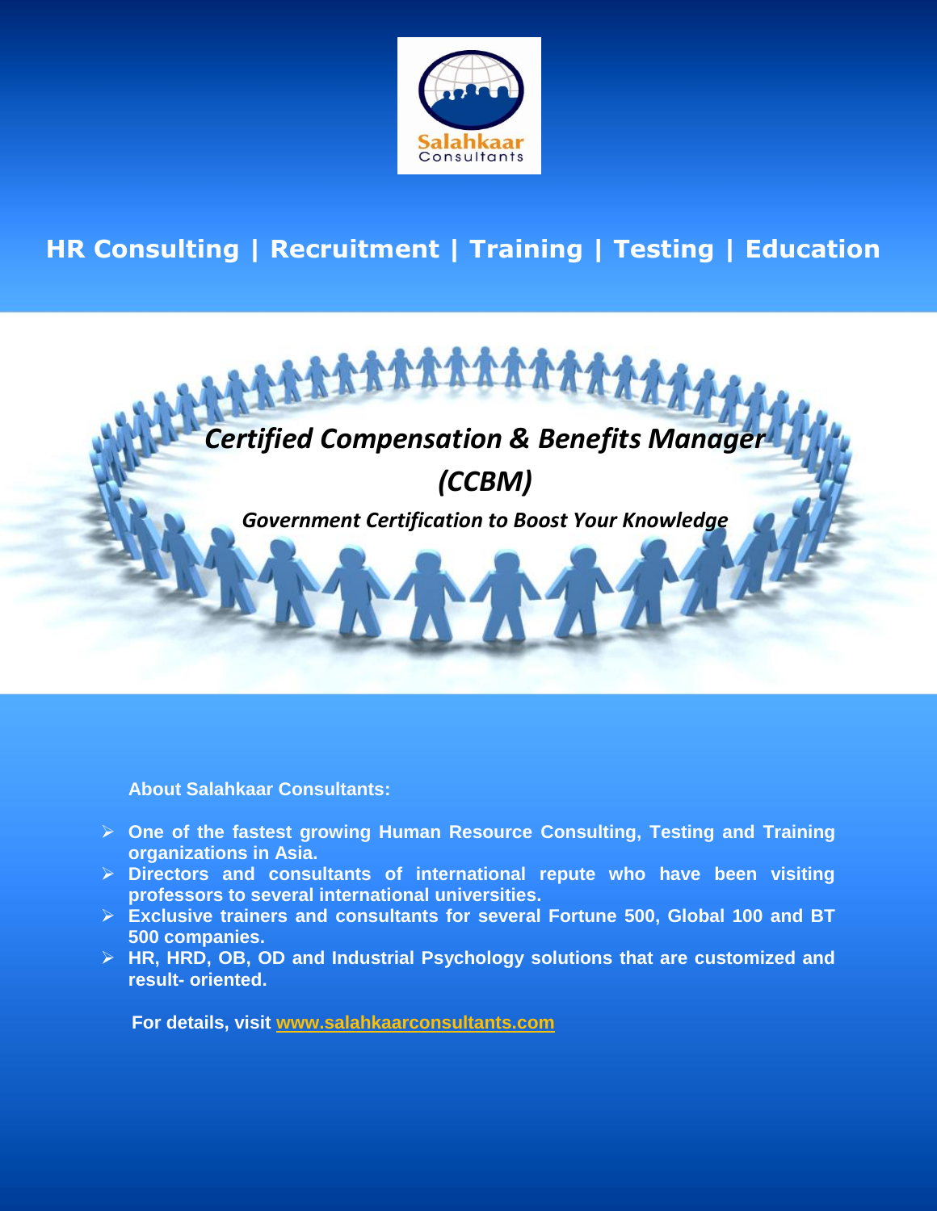**Salahkaar Consultants**

## HR Consulting | Recruitment | Training | Testing | Education

# *Certified Compensation & Benefits Manager (CCBM)*

***Government Certification to Boost Your Knowledge***

**About Salahkaar Consultants:**

- **One of the fastest growing Human Resource Consulting, Testing and Training organizations in Asia.**
- **Directors and consultants of international repute who have been visiting professors to several international universities.**
- **Exclusive trainers and consultants for several Fortune 500, Global 100 and BT 500 companies.**
- **HR, HRD, OB, OD and Industrial Psychology solutions that are customized and result- oriented.**

**For details, visit [www.salahkaarconsultants.com](http://www.salahkaarconsultants.com)**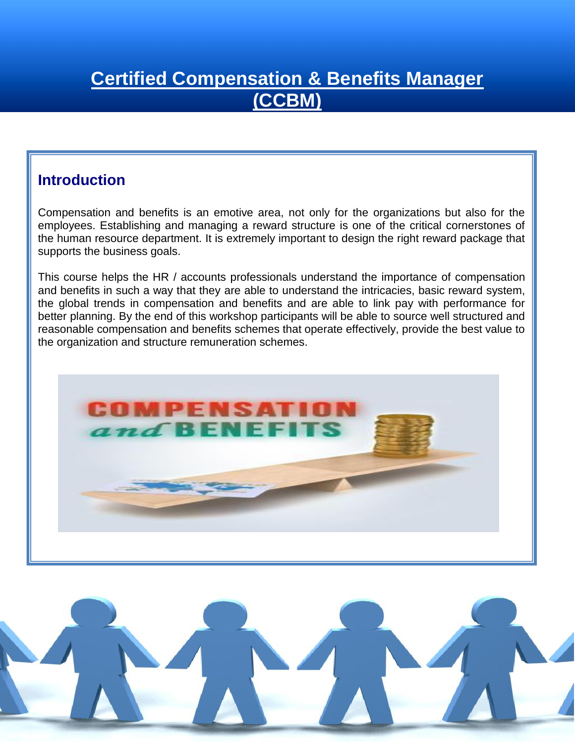# Certified Compensation & Benefits Manager (CCBM)

## Introduction

Compensation and benefits is an emotive area, not only for the organizations but also for the employees. Establishing and managing a reward structure is one of the critical cornerstones of the human resource department. It is extremely important to design the right reward package that supports the business goals.

This course helps the HR / accounts professionals understand the importance of compensation and benefits in such a way that they are able to understand the intricacies, basic reward system, the global trends in compensation and benefits and are able to link pay with performance for better planning. By the end of this workshop participants will be able to source well structured and reasonable compensation and benefits schemes that operate effectively, provide the best value to the organization and structure remuneration schemes.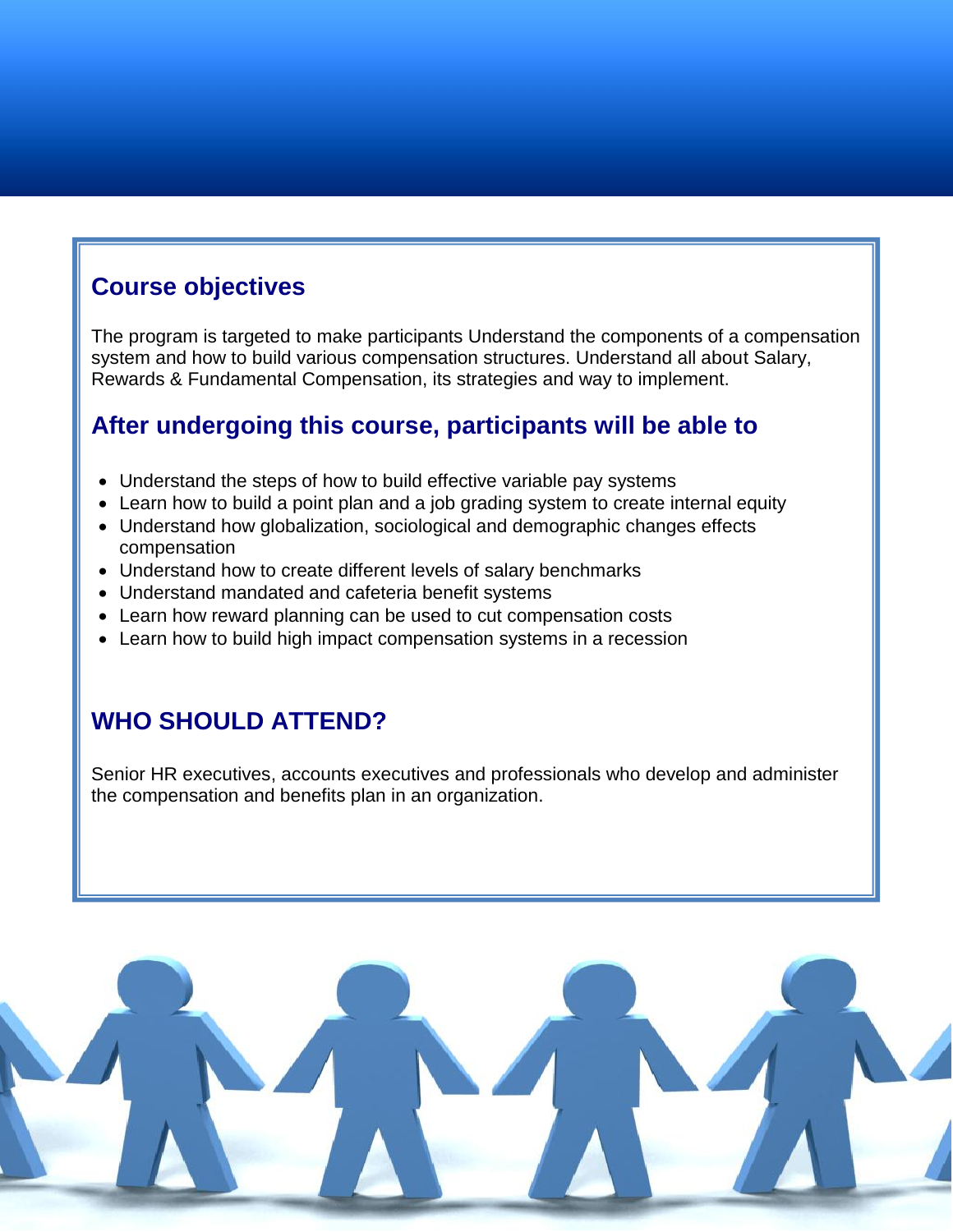## Course objectives

The program is targeted to make participants Understand the components of a compensation system and how to build various compensation structures. Understand all about Salary, Rewards & Fundamental Compensation, its strategies and way to implement.

## After undergoing this course, participants will be able to

- Understand the steps of how to build effective variable pay systems
- Learn how to build a point plan and a job grading system to create internal equity
- Understand how globalization, sociological and demographic changes effects compensation
- Understand how to create different levels of salary benchmarks
- Understand mandated and cafeteria benefit systems
- Learn how reward planning can be used to cut compensation costs
- Learn how to build high impact compensation systems in a recession

## WHO SHOULD ATTEND?

Senior HR executives, accounts executives and professionals who develop and administer the compensation and benefits plan in an organization.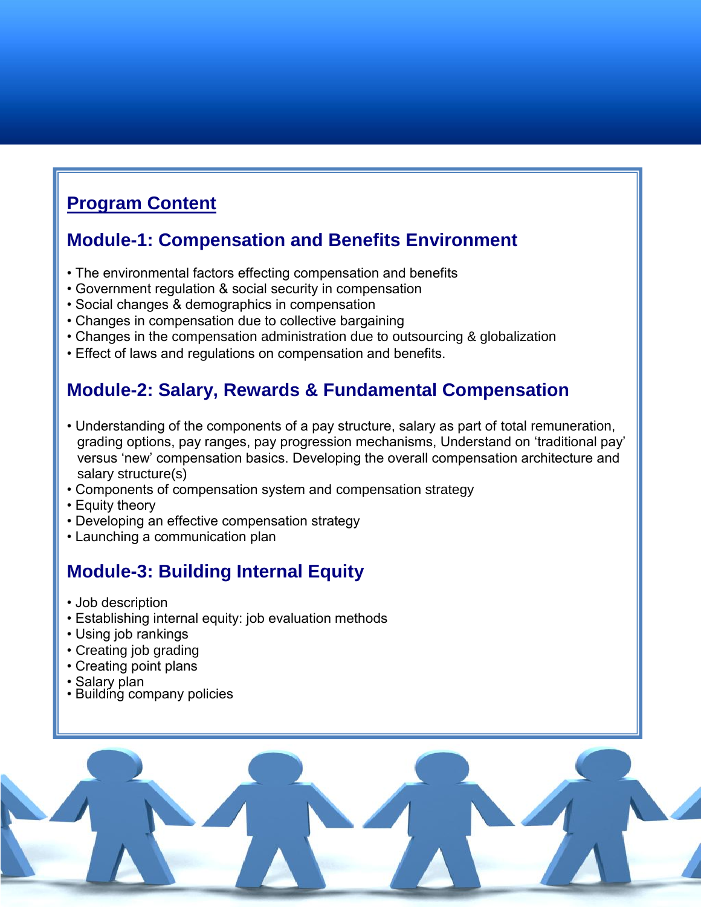## Program Content

### Module-1: Compensation and Benefits Environment

- The environmental factors effecting compensation and benefits
- Government regulation & social security in compensation
- Social changes & demographics in compensation
- Changes in compensation due to collective bargaining
- Changes in the compensation administration due to outsourcing & globalization
- Effect of laws and regulations on compensation and benefits.

### Module-2: Salary, Rewards & Fundamental Compensation

- Understanding of the components of a pay structure, salary as part of total remuneration, grading options, pay ranges, pay progression mechanisms, Understand on 'traditional pay' versus 'new' compensation basics. Developing the overall compensation architecture and salary structure(s)
- Components of compensation system and compensation strategy
- Equity theory
- Developing an effective compensation strategy
- Launching a communication plan

### Module-3: Building Internal Equity

- Job description
- Establishing internal equity: job evaluation methods
- Using job rankings
- Creating job grading
- Creating point plans
- Salary plan
- Building company policies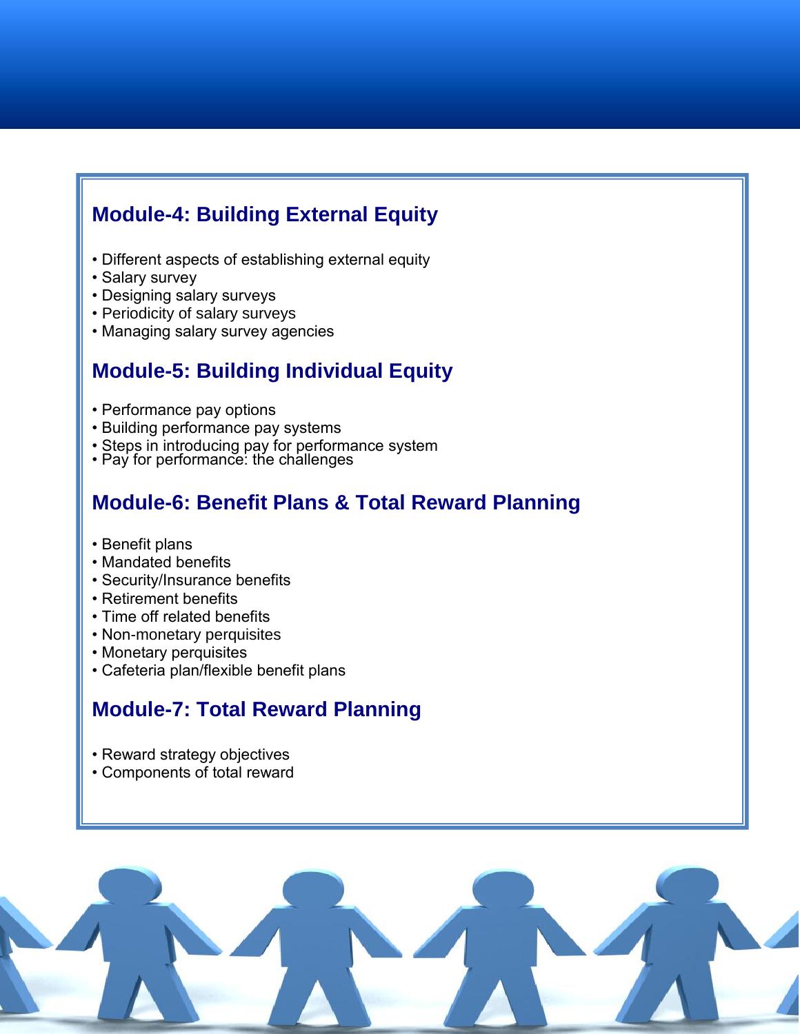## Module-4: Building External Equity

- Different aspects of establishing external equity
- Salary survey
- Designing salary surveys
- Periodicity of salary surveys
- Managing salary survey agencies

## Module-5: Building Individual Equity

- Performance pay options
- Building performance pay systems
- Steps in introducing pay for performance system
- Pay for performance: the challenges

## Module-6: Benefit Plans & Total Reward Planning

- Benefit plans
- Mandated benefits
- Security/Insurance benefits
- Retirement benefits
- Time off related benefits
- Non-monetary perquisites
- Monetary perquisites
- Cafeteria plan/flexible benefit plans

## Module-7: Total Reward Planning

- Reward strategy objectives
- Components of total reward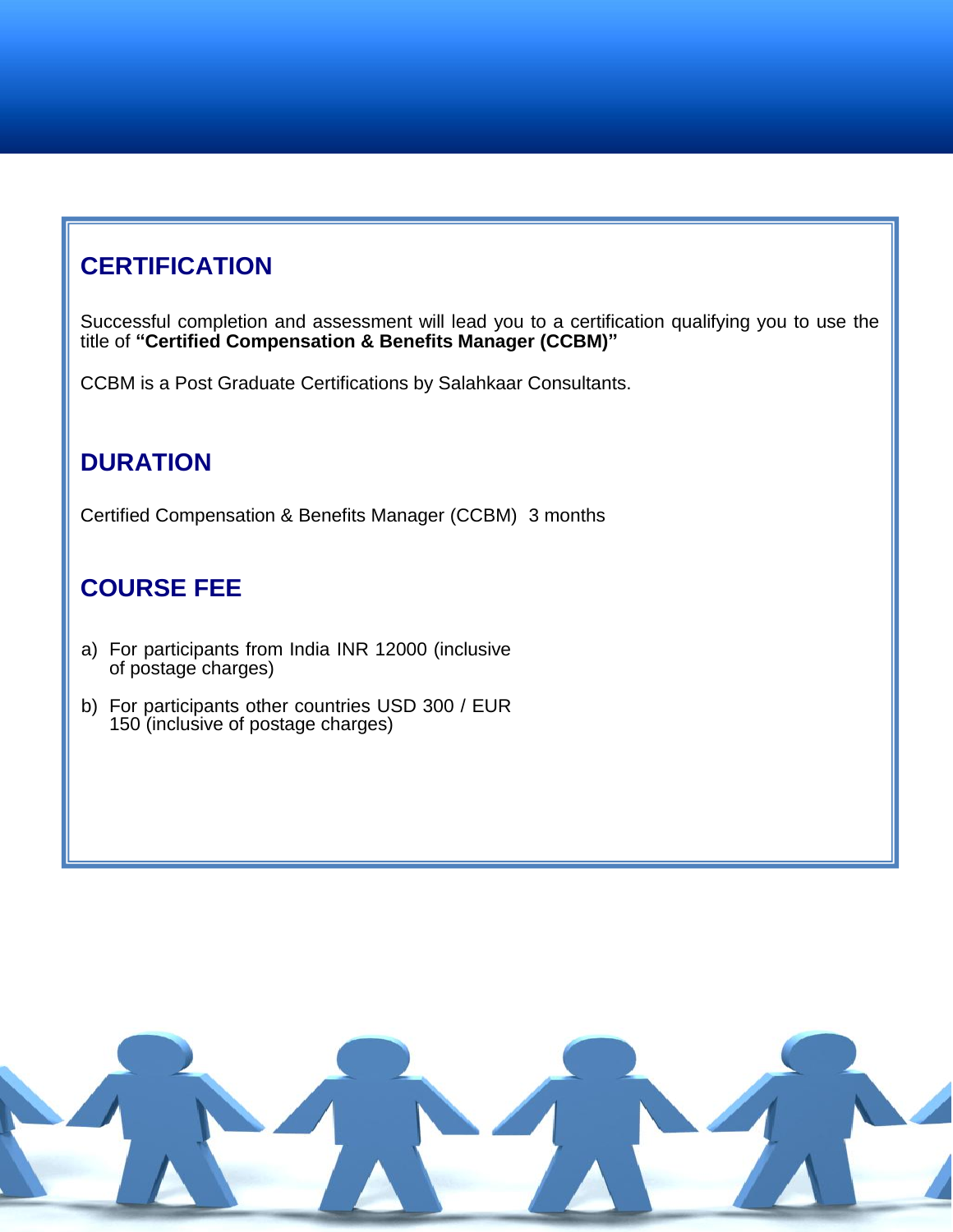## CERTIFICATION

Successful completion and assessment will lead you to a certification qualifying you to use the title of **“Certified Compensation & Benefits Manager (CCBM)”**

CCBM is a Post Graduate Certifications by Salahkaar Consultants.

## DURATION

Certified Compensation & Benefits Manager (CCBM) 3 months

## COURSE FEE

a) For participants from India INR 12000 (inclusive of postage charges)

b) For participants other countries USD 300 / EUR 150 (inclusive of postage charges)